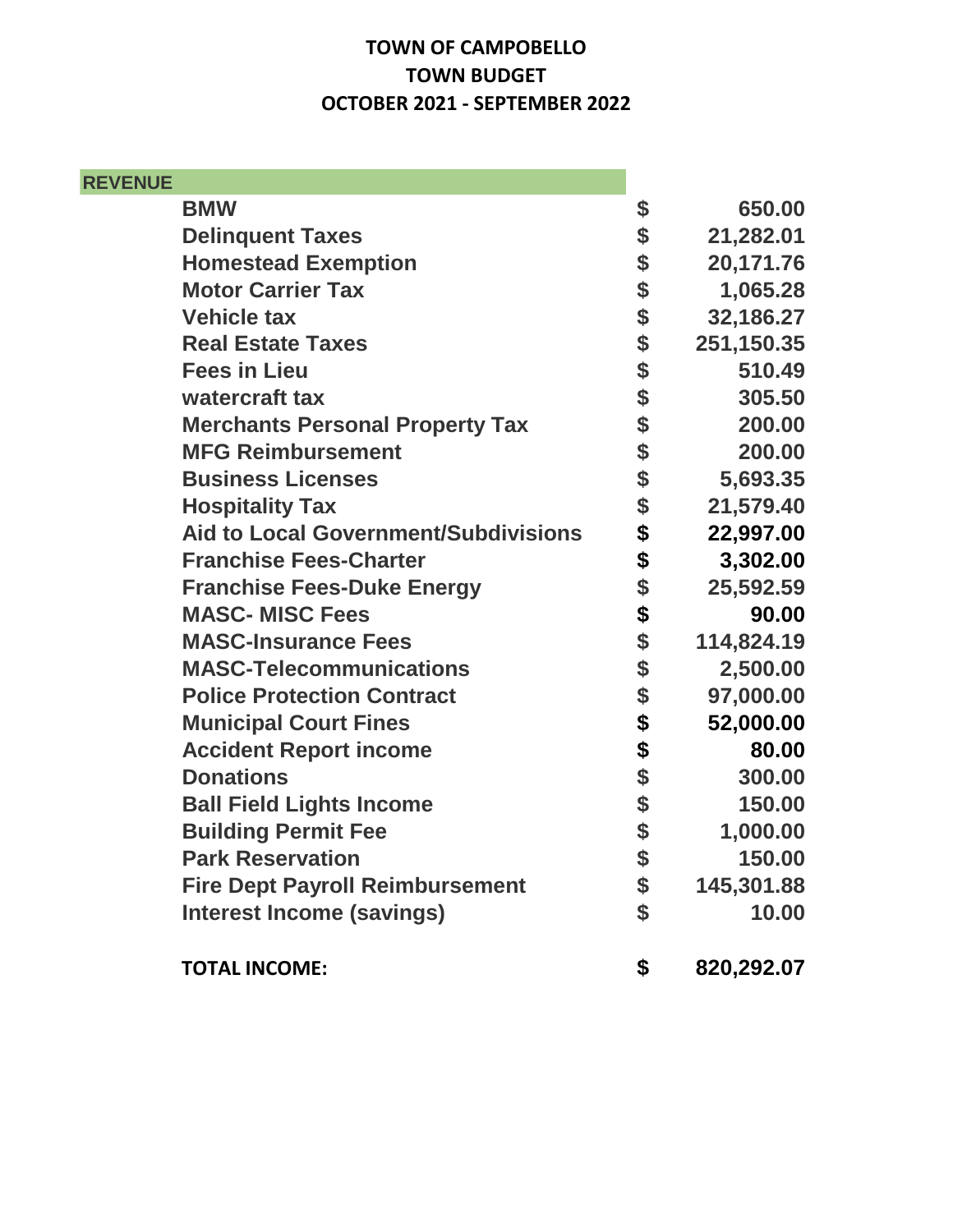# TOWN OF CAMPOBELLO
## TOWN BUDGET
## OCTOBER 2021 - SEPTEMBER 2022

| REVENUE | |
|---|---|
| **BMW** | **$ 650.00** |
| **Delinquent Taxes** | **$ 21,282.01** |
| **Homestead Exemption** | **$ 20,171.76** |
| **Motor Carrier Tax** | **$ 1,065.28** |
| **Vehicle tax** | **$ 32,186.27** |
| **Real Estate Taxes** | **$ 251,150.35** |
| **Fees in Lieu** | **$ 510.49** |
| **watercraft tax** | **$ 305.50** |
| **Merchants Personal Property Tax** | **$ 200.00** |
| **MFG Reimbursement** | **$ 200.00** |
| **Business Licenses** | **$ 5,693.35** |
| **Hospitality Tax** | **$ 21,579.40** |
| **Aid to Local Government/Subdivisions** | **$ 22,997.00** |
| **Franchise Fees-Charter** | **$ 3,302.00** |
| **Franchise Fees-Duke Energy** | **$ 25,592.59** |
| **MASC- MISC Fees** | **$ 90.00** |
| **MASC-Insurance Fees** | **$ 114,824.19** |
| **MASC-Telecommunications** | **$ 2,500.00** |
| **Police Protection Contract** | **$ 97,000.00** |
| **Municipal Court Fines** | **$ 52,000.00** |
| **Accident Report income** | **$ 80.00** |
| **Donations** | **$ 300.00** |
| **Ball Field Lights Income** | **$ 150.00** |
| **Building Permit Fee** | **$ 1,000.00** |
| **Park Reservation** | **$ 150.00** |
| **Fire Dept Payroll Reimbursement** | **$ 145,301.88** |
| **Interest Income (savings)** | **$ 10.00** |
| | |
| **TOTAL INCOME:** | **$ 820,292.07** |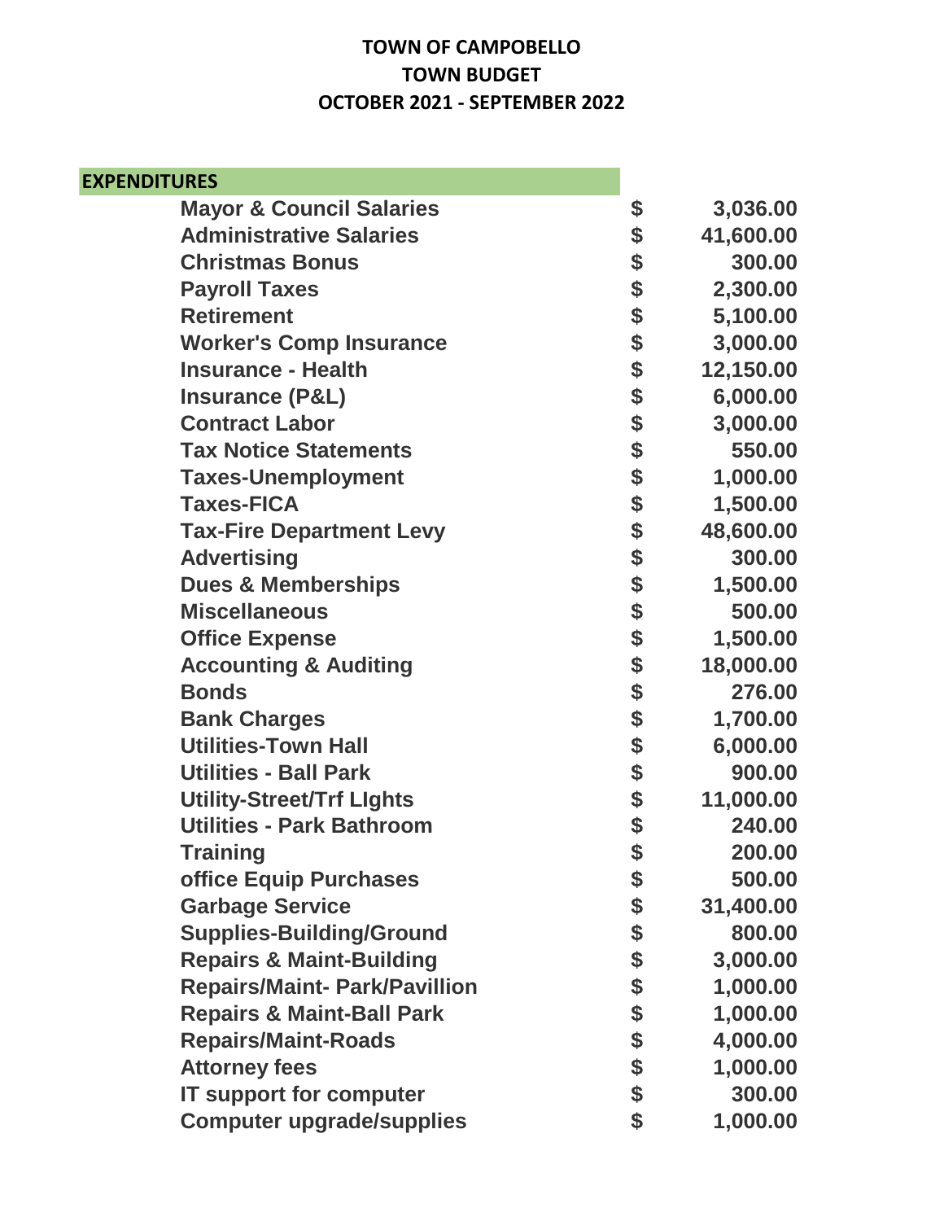**TOWN OF CAMPOBELLO**
**TOWN BUDGET**
**OCTOBER 2021 - SEPTEMBER 2022**

| EXPENDITURES | | |
|---|---|---|
| Mayor & Council Salaries | $ | 3,036.00 |
| Administrative Salaries | $ | 41,600.00 |
| Christmas Bonus | $ | 300.00 |
| Payroll Taxes | $ | 2,300.00 |
| Retirement | $ | 5,100.00 |
| Worker's Comp Insurance | $ | 3,000.00 |
| Insurance - Health | $ | 12,150.00 |
| Insurance (P&L) | $ | 6,000.00 |
| Contract Labor | $ | 3,000.00 |
| Tax Notice Statements | $ | 550.00 |
| Taxes-Unemployment | $ | 1,000.00 |
| Taxes-FICA | $ | 1,500.00 |
| Tax-Fire Department Levy | $ | 48,600.00 |
| Advertising | $ | 300.00 |
| Dues & Memberships | $ | 1,500.00 |
| Miscellaneous | $ | 500.00 |
| Office Expense | $ | 1,500.00 |
| Accounting & Auditing | $ | 18,000.00 |
| Bonds | $ | 276.00 |
| Bank Charges | $ | 1,700.00 |
| Utilities-Town Hall | $ | 6,000.00 |
| Utilities - Ball Park | $ | 900.00 |
| Utility-Street/Trf LIghts | $ | 11,000.00 |
| Utilities - Park Bathroom | $ | 240.00 |
| Training | $ | 200.00 |
| office Equip Purchases | $ | 500.00 |
| Garbage Service | $ | 31,400.00 |
| Supplies-Building/Ground | $ | 800.00 |
| Repairs & Maint-Building | $ | 3,000.00 |
| Repairs/Maint- Park/Pavillion | $ | 1,000.00 |
| Repairs & Maint-Ball Park | $ | 1,000.00 |
| Repairs/Maint-Roads | $ | 4,000.00 |
| Attorney fees | $ | 1,000.00 |
| IT support for computer | $ | 300.00 |
| Computer upgrade/supplies | $ | 1,000.00 |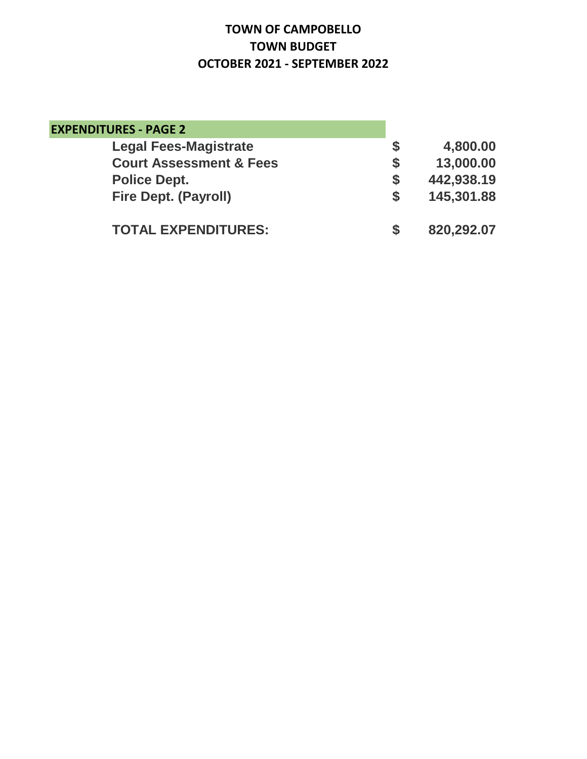# TOWN OF CAMPOBELLO

## TOWN BUDGET

## OCTOBER 2021 - SEPTEMBER 2022

| EXPENDITURES - PAGE 2 | | |
|---|---|---|
| **Legal Fees-Magistrate** | **$** | **4,800.00** |
| **Court Assessment & Fees** | **$** | **13,000.00** |
| **Police Dept.** | **$** | **442,938.19** |
| **Fire Dept. (Payroll)** | **$** | **145,301.88** |
| | | |
| **TOTAL EXPENDITURES:** | **$** | **820,292.07** |